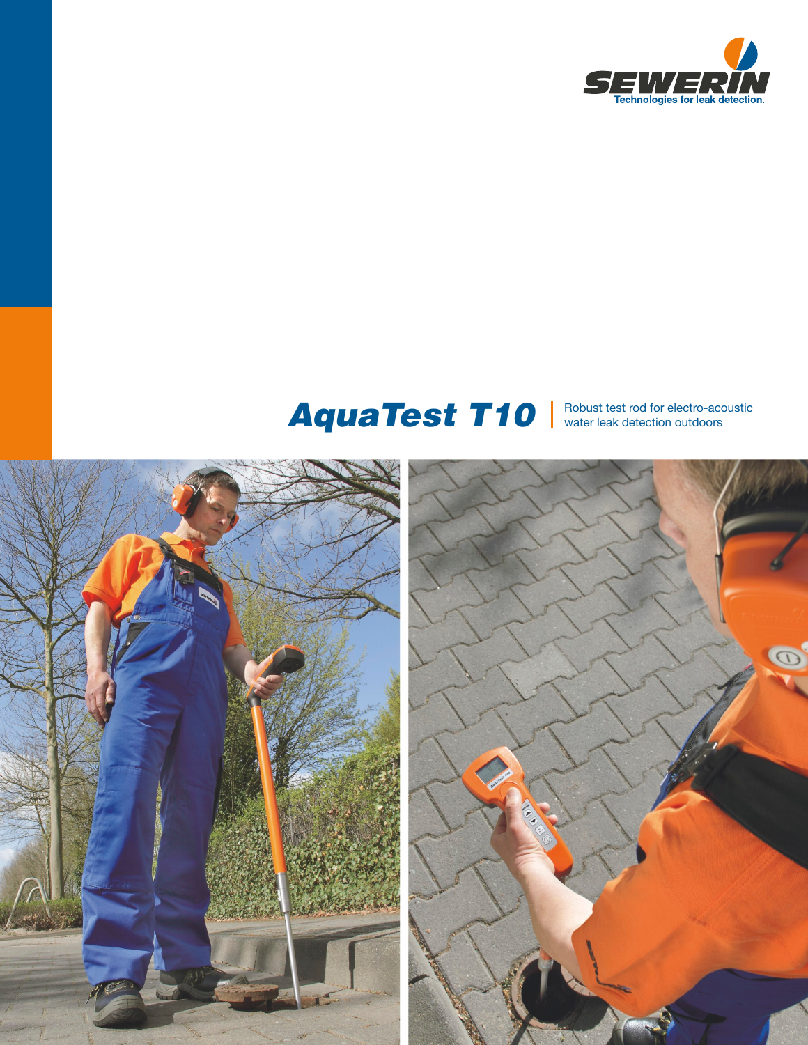SEWERIN

Technologies for leak detection.

# AquaTest T10

Robust test rod for electro-acoustic water leak detection outdoors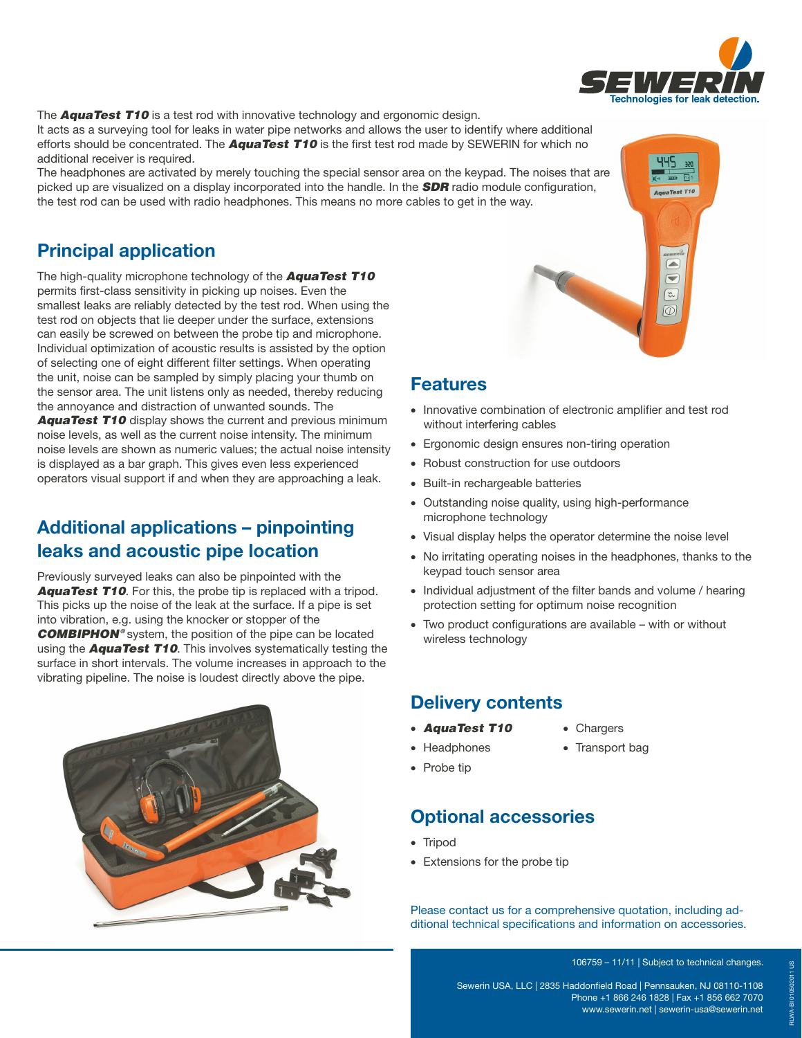The ***AquaTest T10*** is a test rod with innovative technology and ergonomic design.
It acts as a surveying tool for leaks in water pipe networks and allows the user to identify where additional efforts should be concentrated. The ***AquaTest T10*** is the first test rod made by SEWERIN for which no additional receiver is required.
The headphones are activated by merely touching the special sensor area on the keypad. The noises that are picked up are visualized on a display incorporated into the handle. In the ***SDR*** radio module configuration, the test rod can be used with radio headphones. This means no more cables to get in the way.

## Principal application

The high-quality microphone technology of the ***AquaTest T10*** permits first-class sensitivity in picking up noises. Even the smallest leaks are reliably detected by the test rod. When using the test rod on objects that lie deeper under the surface, extensions can easily be screwed on between the probe tip and microphone. Individual optimization of acoustic results is assisted by the option of selecting one of eight different filter settings. When operating the unit, noise can be sampled by simply placing your thumb on the sensor area. The unit listens only as needed, thereby reducing the annoyance and distraction of unwanted sounds. The ***AquaTest T10*** display shows the current and previous minimum noise levels, as well as the current noise intensity. The minimum noise levels are shown as numeric values; the actual noise intensity is displayed as a bar graph. This gives even less experienced operators visual support if and when they are approaching a leak.

## Additional applications – pinpointing leaks and acoustic pipe location

Previously surveyed leaks can also be pinpointed with the ***AquaTest T10***. For this, the probe tip is replaced with a tripod. This picks up the noise of the leak at the surface. If a pipe is set into vibration, e.g. using the knocker or stopper of the ***COMBIPHON***® system, the position of the pipe can be located using the ***AquaTest T10***. This involves systematically testing the surface in short intervals. The volume increases in approach to the vibrating pipeline. The noise is loudest directly above the pipe.

## Features

- Innovative combination of electronic amplifier and test rod without interfering cables
- Ergonomic design ensures non-tiring operation
- Robust construction for use outdoors
- Built-in rechargeable batteries
- Outstanding noise quality, using high-performance microphone technology
- Visual display helps the operator determine the noise level
- No irritating operating noises in the headphones, thanks to the keypad touch sensor area
- Individual adjustment of the filter bands and volume / hearing protection setting for optimum noise recognition
- Two product configurations are available – with or without wireless technology

## Delivery contents

- ***AquaTest T10***
- Headphones
- Probe tip
- Chargers
- Transport bag

## Optional accessories

- Tripod
- Extensions for the probe tip

Please contact us for a comprehensive quotation, including additional technical specifications and information on accessories.

106759 – 11/11 | Subject to technical changes.

Sewerin USA, LLC | 2835 Haddonfield Road | Pennsauken, NJ 08110-1108
Phone +1 866 246 1828 | Fax +1 856 662 7070
www.sewerin.net | sewerin-usa@sewerin.net

RLWA-BI 01502011 US